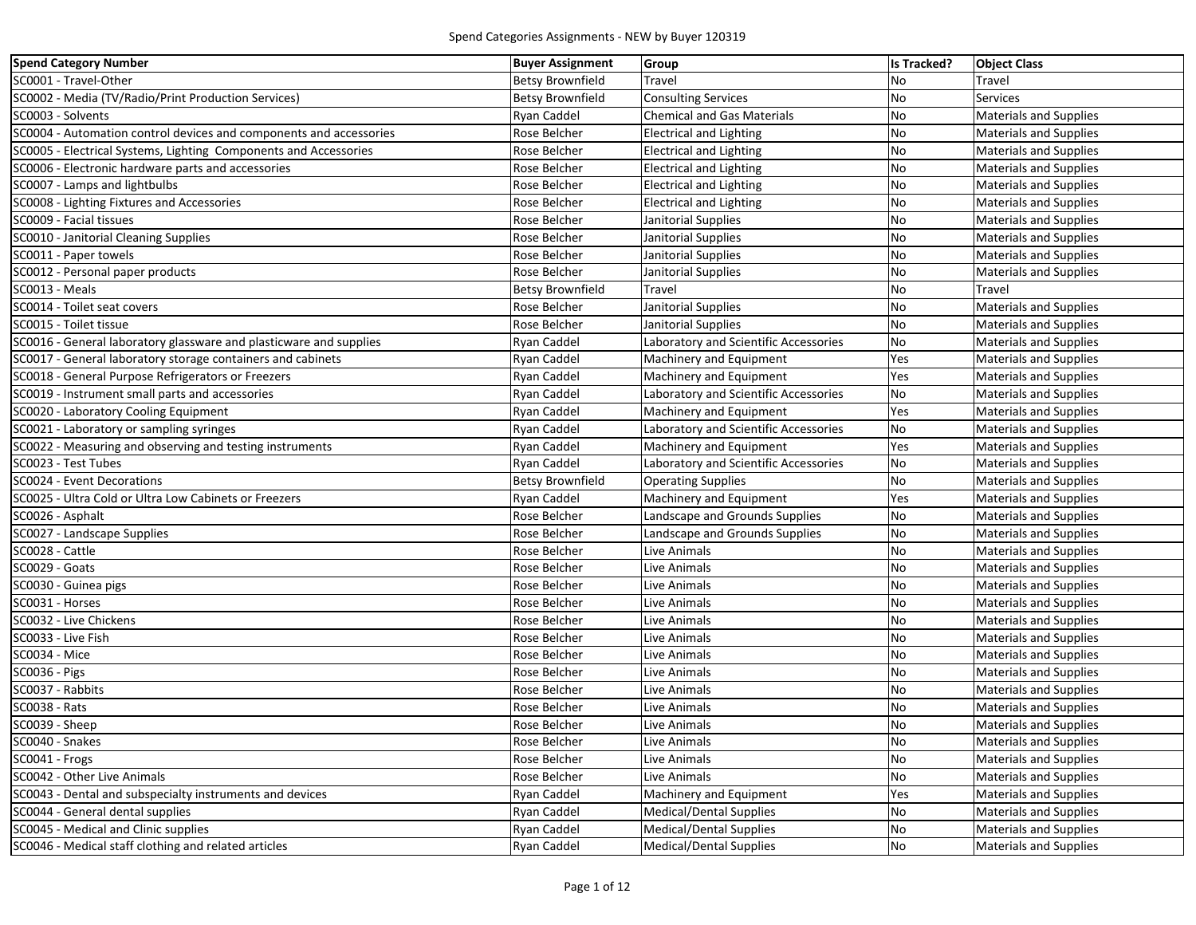# Spend Categories Assignments - NEW by Buyer 120319

| Spend Category Number | Buyer Assignment | Group | Is Tracked? | Object Class |
|---|---|---|---|---|
| SC0001 - Travel-Other | Betsy Brownfield | Travel | No | Travel |
| SC0002 - Media (TV/Radio/Print Production Services) | Betsy Brownfield | Consulting Services | No | Services |
| SC0003 - Solvents | Ryan Caddel | Chemical and Gas Materials | No | Materials and Supplies |
| SC0004 - Automation control devices and components and accessories | Rose Belcher | Electrical and Lighting | No | Materials and Supplies |
| SC0005 - Electrical Systems, Lighting Components and Accessories | Rose Belcher | Electrical and Lighting | No | Materials and Supplies |
| SC0006 - Electronic hardware parts and accessories | Rose Belcher | Electrical and Lighting | No | Materials and Supplies |
| SC0007 - Lamps and lightbulbs | Rose Belcher | Electrical and Lighting | No | Materials and Supplies |
| SC0008 - Lighting Fixtures and Accessories | Rose Belcher | Electrical and Lighting | No | Materials and Supplies |
| SC0009 - Facial tissues | Rose Belcher | Janitorial Supplies | No | Materials and Supplies |
| SC0010 - Janitorial Cleaning Supplies | Rose Belcher | Janitorial Supplies | No | Materials and Supplies |
| SC0011 - Paper towels | Rose Belcher | Janitorial Supplies | No | Materials and Supplies |
| SC0012 - Personal paper products | Rose Belcher | Janitorial Supplies | No | Materials and Supplies |
| SC0013 - Meals | Betsy Brownfield | Travel | No | Travel |
| SC0014 - Toilet seat covers | Rose Belcher | Janitorial Supplies | No | Materials and Supplies |
| SC0015 - Toilet tissue | Rose Belcher | Janitorial Supplies | No | Materials and Supplies |
| SC0016 - General laboratory glassware and plasticware and supplies | Ryan Caddel | Laboratory and Scientific Accessories | No | Materials and Supplies |
| SC0017 - General laboratory storage containers and cabinets | Ryan Caddel | Machinery and Equipment | Yes | Materials and Supplies |
| SC0018 - General Purpose Refrigerators or Freezers | Ryan Caddel | Machinery and Equipment | Yes | Materials and Supplies |
| SC0019 - Instrument small parts and accessories | Ryan Caddel | Laboratory and Scientific Accessories | No | Materials and Supplies |
| SC0020 - Laboratory Cooling Equipment | Ryan Caddel | Machinery and Equipment | Yes | Materials and Supplies |
| SC0021 - Laboratory or sampling syringes | Ryan Caddel | Laboratory and Scientific Accessories | No | Materials and Supplies |
| SC0022 - Measuring and observing and testing instruments | Ryan Caddel | Machinery and Equipment | Yes | Materials and Supplies |
| SC0023 - Test Tubes | Ryan Caddel | Laboratory and Scientific Accessories | No | Materials and Supplies |
| SC0024 - Event Decorations | Betsy Brownfield | Operating Supplies | No | Materials and Supplies |
| SC0025 - Ultra Cold or Ultra Low Cabinets or Freezers | Ryan Caddel | Machinery and Equipment | Yes | Materials and Supplies |
| SC0026 - Asphalt | Rose Belcher | Landscape and Grounds Supplies | No | Materials and Supplies |
| SC0027 - Landscape Supplies | Rose Belcher | Landscape and Grounds Supplies | No | Materials and Supplies |
| SC0028 - Cattle | Rose Belcher | Live Animals | No | Materials and Supplies |
| SC0029 - Goats | Rose Belcher | Live Animals | No | Materials and Supplies |
| SC0030 - Guinea pigs | Rose Belcher | Live Animals | No | Materials and Supplies |
| SC0031 - Horses | Rose Belcher | Live Animals | No | Materials and Supplies |
| SC0032 - Live Chickens | Rose Belcher | Live Animals | No | Materials and Supplies |
| SC0033 - Live Fish | Rose Belcher | Live Animals | No | Materials and Supplies |
| SC0034 - Mice | Rose Belcher | Live Animals | No | Materials and Supplies |
| SC0036 - Pigs | Rose Belcher | Live Animals | No | Materials and Supplies |
| SC0037 - Rabbits | Rose Belcher | Live Animals | No | Materials and Supplies |
| SC0038 - Rats | Rose Belcher | Live Animals | No | Materials and Supplies |
| SC0039 - Sheep | Rose Belcher | Live Animals | No | Materials and Supplies |
| SC0040 - Snakes | Rose Belcher | Live Animals | No | Materials and Supplies |
| SC0041 - Frogs | Rose Belcher | Live Animals | No | Materials and Supplies |
| SC0042 - Other Live Animals | Rose Belcher | Live Animals | No | Materials and Supplies |
| SC0043 - Dental and subspecialty instruments and devices | Ryan Caddel | Machinery and Equipment | Yes | Materials and Supplies |
| SC0044 - General dental supplies | Ryan Caddel | Medical/Dental Supplies | No | Materials and Supplies |
| SC0045 - Medical and Clinic supplies | Ryan Caddel | Medical/Dental Supplies | No | Materials and Supplies |
| SC0046 - Medical staff clothing and related articles | Ryan Caddel | Medical/Dental Supplies | No | Materials and Supplies |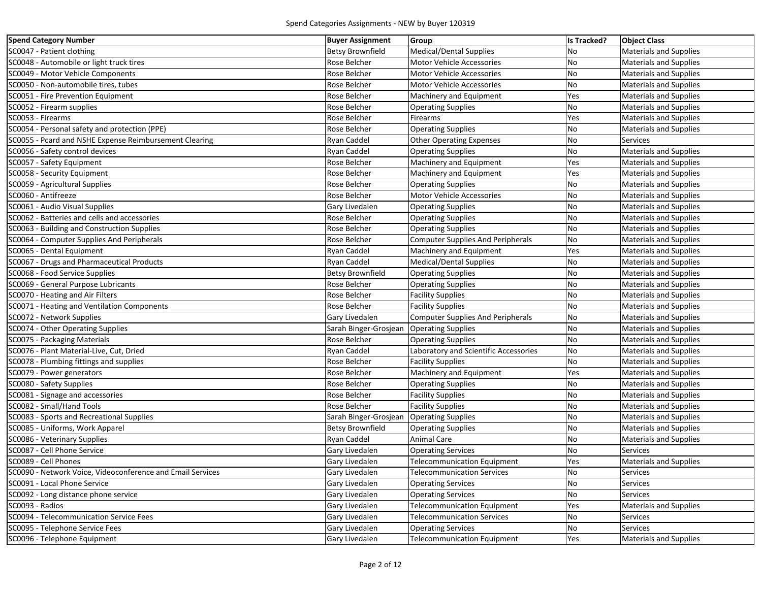| Spend Category Number | Buyer Assignment | Group | Is Tracked? | Object Class |
|---|---|---|---|---|
| SC0047 - Patient clothing | Betsy Brownfield | Medical/Dental Supplies | No | Materials and Supplies |
| SC0048 - Automobile or light truck tires | Rose Belcher | Motor Vehicle Accessories | No | Materials and Supplies |
| SC0049 - Motor Vehicle Components | Rose Belcher | Motor Vehicle Accessories | No | Materials and Supplies |
| SC0050 - Non-automobile tires, tubes | Rose Belcher | Motor Vehicle Accessories | No | Materials and Supplies |
| SC0051 - Fire Prevention Equipment | Rose Belcher | Machinery and Equipment | Yes | Materials and Supplies |
| SC0052 - Firearm supplies | Rose Belcher | Operating Supplies | No | Materials and Supplies |
| SC0053 - Firearms | Rose Belcher | Firearms | Yes | Materials and Supplies |
| SC0054 - Personal safety and protection (PPE) | Rose Belcher | Operating Supplies | No | Materials and Supplies |
| SC0055 - Pcard and NSHE Expense Reimbursement Clearing | Ryan Caddel | Other Operating Expenses | No | Services |
| SC0056 - Safety control devices | Ryan Caddel | Operating Supplies | No | Materials and Supplies |
| SC0057 - Safety Equipment | Rose Belcher | Machinery and Equipment | Yes | Materials and Supplies |
| SC0058 - Security Equipment | Rose Belcher | Machinery and Equipment | Yes | Materials and Supplies |
| SC0059 - Agricultural Supplies | Rose Belcher | Operating Supplies | No | Materials and Supplies |
| SC0060 - Antifreeze | Rose Belcher | Motor Vehicle Accessories | No | Materials and Supplies |
| SC0061 - Audio Visual Supplies | Gary Livedalen | Operating Supplies | No | Materials and Supplies |
| SC0062 - Batteries and cells and accessories | Rose Belcher | Operating Supplies | No | Materials and Supplies |
| SC0063 - Building and Construction Supplies | Rose Belcher | Operating Supplies | No | Materials and Supplies |
| SC0064 - Computer Supplies And Peripherals | Rose Belcher | Computer Supplies And Peripherals | No | Materials and Supplies |
| SC0065 - Dental Equipment | Ryan Caddel | Machinery and Equipment | Yes | Materials and Supplies |
| SC0067 - Drugs and Pharmaceutical Products | Ryan Caddel | Medical/Dental Supplies | No | Materials and Supplies |
| SC0068 - Food Service Supplies | Betsy Brownfield | Operating Supplies | No | Materials and Supplies |
| SC0069 - General Purpose Lubricants | Rose Belcher | Operating Supplies | No | Materials and Supplies |
| SC0070 - Heating and Air Filters | Rose Belcher | Facility Supplies | No | Materials and Supplies |
| SC0071 - Heating and Ventilation Components | Rose Belcher | Facility Supplies | No | Materials and Supplies |
| SC0072 - Network Supplies | Gary Livedalen | Computer Supplies And Peripherals | No | Materials and Supplies |
| SC0074 - Other Operating Supplies | Sarah Binger-Grosjean | Operating Supplies | No | Materials and Supplies |
| SC0075 - Packaging Materials | Rose Belcher | Operating Supplies | No | Materials and Supplies |
| SC0076 - Plant Material-Live, Cut, Dried | Ryan Caddel | Laboratory and Scientific Accessories | No | Materials and Supplies |
| SC0078 - Plumbing fittings and supplies | Rose Belcher | Facility Supplies | No | Materials and Supplies |
| SC0079 - Power generators | Rose Belcher | Machinery and Equipment | Yes | Materials and Supplies |
| SC0080 - Safety Supplies | Rose Belcher | Operating Supplies | No | Materials and Supplies |
| SC0081 - Signage and accessories | Rose Belcher | Facility Supplies | No | Materials and Supplies |
| SC0082 - Small/Hand Tools | Rose Belcher | Facility Supplies | No | Materials and Supplies |
| SC0083 - Sports and Recreational Supplies | Sarah Binger-Grosjean | Operating Supplies | No | Materials and Supplies |
| SC0085 - Uniforms, Work Apparel | Betsy Brownfield | Operating Supplies | No | Materials and Supplies |
| SC0086 - Veterinary Supplies | Ryan Caddel | Animal Care | No | Materials and Supplies |
| SC0087 - Cell Phone Service | Gary Livedalen | Operating Services | No | Services |
| SC0089 - Cell Phones | Gary Livedalen | Telecommunication Equipment | Yes | Materials and Supplies |
| SC0090 - Network Voice, Videoconference and Email Services | Gary Livedalen | Telecommunication Services | No | Services |
| SC0091 - Local Phone Service | Gary Livedalen | Operating Services | No | Services |
| SC0092 - Long distance phone service | Gary Livedalen | Operating Services | No | Services |
| SC0093 - Radios | Gary Livedalen | Telecommunication Equipment | Yes | Materials and Supplies |
| SC0094 - Telecommunication Service Fees | Gary Livedalen | Telecommunication Services | No | Services |
| SC0095 - Telephone Service Fees | Gary Livedalen | Operating Services | No | Services |
| SC0096 - Telephone Equipment | Gary Livedalen | Telecommunication Equipment | Yes | Materials and Supplies |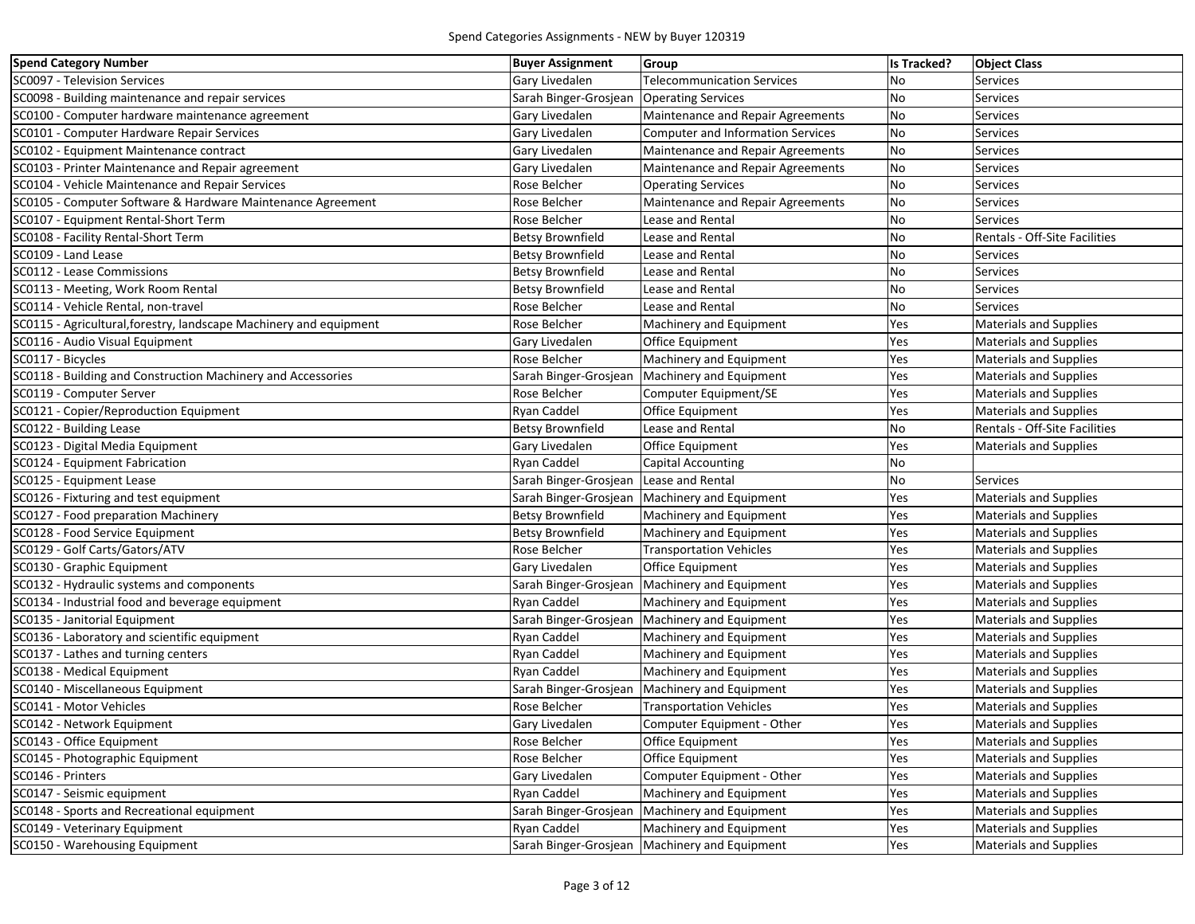| Spend Category Number | Buyer Assignment | Group | Is Tracked? | Object Class |
|---|---|---|---|---|
| SC0097 - Television Services | Gary Livedalen | Telecommunication Services | No | Services |
| SC0098 - Building maintenance and repair services | Sarah Binger-Grosjean | Operating Services | No | Services |
| SC0100 - Computer hardware maintenance agreement | Gary Livedalen | Maintenance and Repair Agreements | No | Services |
| SC0101 - Computer Hardware Repair Services | Gary Livedalen | Computer and Information Services | No | Services |
| SC0102 - Equipment Maintenance contract | Gary Livedalen | Maintenance and Repair Agreements | No | Services |
| SC0103 - Printer Maintenance and Repair agreement | Gary Livedalen | Maintenance and Repair Agreements | No | Services |
| SC0104 - Vehicle Maintenance and Repair Services | Rose Belcher | Operating Services | No | Services |
| SC0105 - Computer Software & Hardware Maintenance Agreement | Rose Belcher | Maintenance and Repair Agreements | No | Services |
| SC0107 - Equipment Rental-Short Term | Rose Belcher | Lease and Rental | No | Services |
| SC0108 - Facility Rental-Short Term | Betsy Brownfield | Lease and Rental | No | Rentals - Off-Site Facilities |
| SC0109 - Land Lease | Betsy Brownfield | Lease and Rental | No | Services |
| SC0112 - Lease Commissions | Betsy Brownfield | Lease and Rental | No | Services |
| SC0113 - Meeting, Work Room Rental | Betsy Brownfield | Lease and Rental | No | Services |
| SC0114 - Vehicle Rental, non-travel | Rose Belcher | Lease and Rental | No | Services |
| SC0115 - Agricultural,forestry, landscape Machinery and equipment | Rose Belcher | Machinery and Equipment | Yes | Materials and Supplies |
| SC0116 - Audio Visual Equipment | Gary Livedalen | Office Equipment | Yes | Materials and Supplies |
| SC0117 - Bicycles | Rose Belcher | Machinery and Equipment | Yes | Materials and Supplies |
| SC0118 - Building and Construction Machinery and Accessories | Sarah Binger-Grosjean | Machinery and Equipment | Yes | Materials and Supplies |
| SC0119 - Computer Server | Rose Belcher | Computer Equipment/SE | Yes | Materials and Supplies |
| SC0121 - Copier/Reproduction Equipment | Ryan Caddel | Office Equipment | Yes | Materials and Supplies |
| SC0122 - Building Lease | Betsy Brownfield | Lease and Rental | No | Rentals - Off-Site Facilities |
| SC0123 - Digital Media Equipment | Gary Livedalen | Office Equipment | Yes | Materials and Supplies |
| SC0124 - Equipment Fabrication | Ryan Caddel | Capital Accounting | No | |
| SC0125 - Equipment Lease | Sarah Binger-Grosjean | Lease and Rental | No | Services |
| SC0126 - Fixturing and test equipment | Sarah Binger-Grosjean | Machinery and Equipment | Yes | Materials and Supplies |
| SC0127 - Food preparation Machinery | Betsy Brownfield | Machinery and Equipment | Yes | Materials and Supplies |
| SC0128 - Food Service Equipment | Betsy Brownfield | Machinery and Equipment | Yes | Materials and Supplies |
| SC0129 - Golf Carts/Gators/ATV | Rose Belcher | Transportation Vehicles | Yes | Materials and Supplies |
| SC0130 - Graphic Equipment | Gary Livedalen | Office Equipment | Yes | Materials and Supplies |
| SC0132 - Hydraulic systems and components | Sarah Binger-Grosjean | Machinery and Equipment | Yes | Materials and Supplies |
| SC0134 - Industrial food and beverage equipment | Ryan Caddel | Machinery and Equipment | Yes | Materials and Supplies |
| SC0135 - Janitorial Equipment | Sarah Binger-Grosjean | Machinery and Equipment | Yes | Materials and Supplies |
| SC0136 - Laboratory and scientific equipment | Ryan Caddel | Machinery and Equipment | Yes | Materials and Supplies |
| SC0137 - Lathes and turning centers | Ryan Caddel | Machinery and Equipment | Yes | Materials and Supplies |
| SC0138 - Medical Equipment | Ryan Caddel | Machinery and Equipment | Yes | Materials and Supplies |
| SC0140 - Miscellaneous Equipment | Sarah Binger-Grosjean | Machinery and Equipment | Yes | Materials and Supplies |
| SC0141 - Motor Vehicles | Rose Belcher | Transportation Vehicles | Yes | Materials and Supplies |
| SC0142 - Network Equipment | Gary Livedalen | Computer Equipment - Other | Yes | Materials and Supplies |
| SC0143 - Office Equipment | Rose Belcher | Office Equipment | Yes | Materials and Supplies |
| SC0145 - Photographic Equipment | Rose Belcher | Office Equipment | Yes | Materials and Supplies |
| SC0146 - Printers | Gary Livedalen | Computer Equipment - Other | Yes | Materials and Supplies |
| SC0147 - Seismic equipment | Ryan Caddel | Machinery and Equipment | Yes | Materials and Supplies |
| SC0148 - Sports and Recreational equipment | Sarah Binger-Grosjean | Machinery and Equipment | Yes | Materials and Supplies |
| SC0149 - Veterinary Equipment | Ryan Caddel | Machinery and Equipment | Yes | Materials and Supplies |
| SC0150 - Warehousing Equipment | Sarah Binger-Grosjean | Machinery and Equipment | Yes | Materials and Supplies |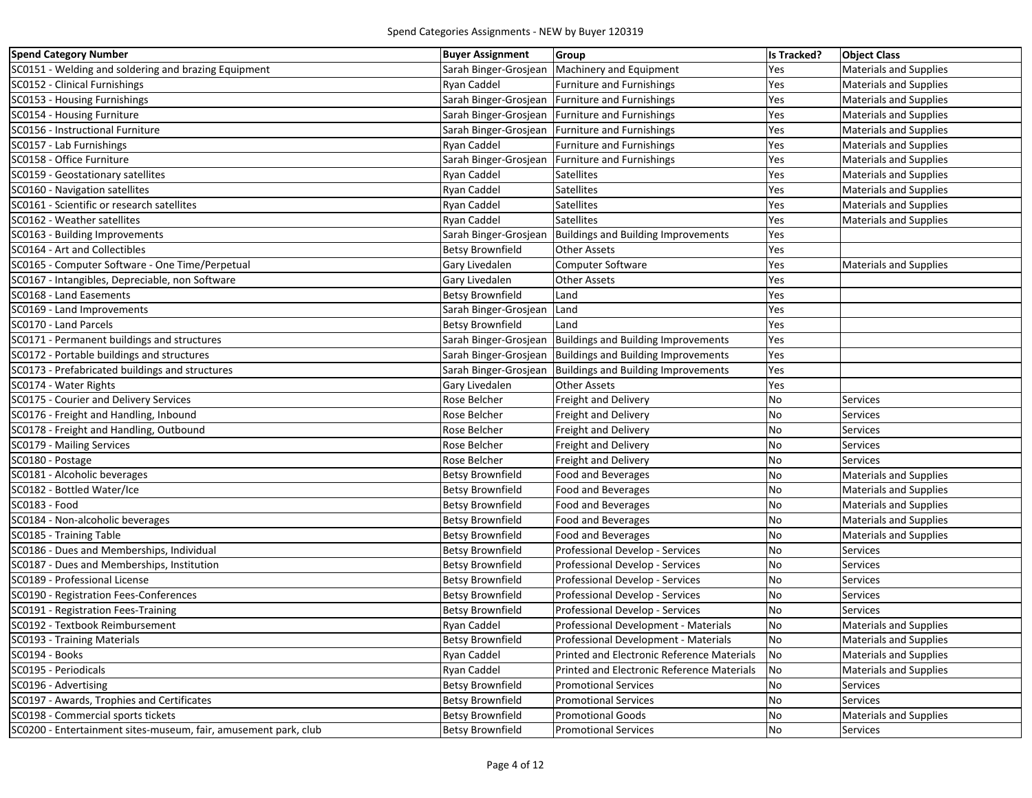| Spend Category Number | Buyer Assignment | Group | Is Tracked? | Object Class |
|---|---|---|---|---|
| SC0151 - Welding and soldering and brazing Equipment | Sarah Binger-Grosjean | Machinery and Equipment | Yes | Materials and Supplies |
| SC0152 - Clinical Furnishings | Ryan Caddel | Furniture and Furnishings | Yes | Materials and Supplies |
| SC0153 - Housing Furnishings | Sarah Binger-Grosjean | Furniture and Furnishings | Yes | Materials and Supplies |
| SC0154 - Housing Furniture | Sarah Binger-Grosjean | Furniture and Furnishings | Yes | Materials and Supplies |
| SC0156 - Instructional Furniture | Sarah Binger-Grosjean | Furniture and Furnishings | Yes | Materials and Supplies |
| SC0157 - Lab Furnishings | Ryan Caddel | Furniture and Furnishings | Yes | Materials and Supplies |
| SC0158 - Office Furniture | Sarah Binger-Grosjean | Furniture and Furnishings | Yes | Materials and Supplies |
| SC0159 - Geostationary satellites | Ryan Caddel | Satellites | Yes | Materials and Supplies |
| SC0160 - Navigation satellites | Ryan Caddel | Satellites | Yes | Materials and Supplies |
| SC0161 - Scientific or research satellites | Ryan Caddel | Satellites | Yes | Materials and Supplies |
| SC0162 - Weather satellites | Ryan Caddel | Satellites | Yes | Materials and Supplies |
| SC0163 - Building Improvements | Sarah Binger-Grosjean | Buildings and Building Improvements | Yes | |
| SC0164 - Art and Collectibles | Betsy Brownfield | Other Assets | Yes | |
| SC0165 - Computer Software - One Time/Perpetual | Gary Livedalen | Computer Software | Yes | Materials and Supplies |
| SC0167 - Intangibles, Depreciable, non Software | Gary Livedalen | Other Assets | Yes | |
| SC0168 - Land Easements | Betsy Brownfield | Land | Yes | |
| SC0169 - Land Improvements | Sarah Binger-Grosjean | Land | Yes | |
| SC0170 - Land Parcels | Betsy Brownfield | Land | Yes | |
| SC0171 - Permanent buildings and structures | Sarah Binger-Grosjean | Buildings and Building Improvements | Yes | |
| SC0172 - Portable buildings and structures | Sarah Binger-Grosjean | Buildings and Building Improvements | Yes | |
| SC0173 - Prefabricated buildings and structures | Sarah Binger-Grosjean | Buildings and Building Improvements | Yes | |
| SC0174 - Water Rights | Gary Livedalen | Other Assets | Yes | |
| SC0175 - Courier and Delivery Services | Rose Belcher | Freight and Delivery | No | Services |
| SC0176 - Freight and Handling, Inbound | Rose Belcher | Freight and Delivery | No | Services |
| SC0178 - Freight and Handling, Outbound | Rose Belcher | Freight and Delivery | No | Services |
| SC0179 - Mailing Services | Rose Belcher | Freight and Delivery | No | Services |
| SC0180 - Postage | Rose Belcher | Freight and Delivery | No | Services |
| SC0181 - Alcoholic beverages | Betsy Brownfield | Food and Beverages | No | Materials and Supplies |
| SC0182 - Bottled Water/Ice | Betsy Brownfield | Food and Beverages | No | Materials and Supplies |
| SC0183 - Food | Betsy Brownfield | Food and Beverages | No | Materials and Supplies |
| SC0184 - Non-alcoholic beverages | Betsy Brownfield | Food and Beverages | No | Materials and Supplies |
| SC0185 - Training Table | Betsy Brownfield | Food and Beverages | No | Materials and Supplies |
| SC0186 - Dues and Memberships, Individual | Betsy Brownfield | Professional Develop - Services | No | Services |
| SC0187 - Dues and Memberships, Institution | Betsy Brownfield | Professional Develop - Services | No | Services |
| SC0189 - Professional License | Betsy Brownfield | Professional Develop - Services | No | Services |
| SC0190 - Registration Fees-Conferences | Betsy Brownfield | Professional Develop - Services | No | Services |
| SC0191 - Registration Fees-Training | Betsy Brownfield | Professional Develop - Services | No | Services |
| SC0192 - Textbook Reimbursement | Ryan Caddel | Professional Development - Materials | No | Materials and Supplies |
| SC0193 - Training Materials | Betsy Brownfield | Professional Development - Materials | No | Materials and Supplies |
| SC0194 - Books | Ryan Caddel | Printed and Electronic Reference Materials | No | Materials and Supplies |
| SC0195 - Periodicals | Ryan Caddel | Printed and Electronic Reference Materials | No | Materials and Supplies |
| SC0196 - Advertising | Betsy Brownfield | Promotional Services | No | Services |
| SC0197 - Awards, Trophies and Certificates | Betsy Brownfield | Promotional Services | No | Services |
| SC0198 - Commercial sports tickets | Betsy Brownfield | Promotional Goods | No | Materials and Supplies |
| SC0200 - Entertainment sites-museum, fair, amusement park, club | Betsy Brownfield | Promotional Services | No | Services |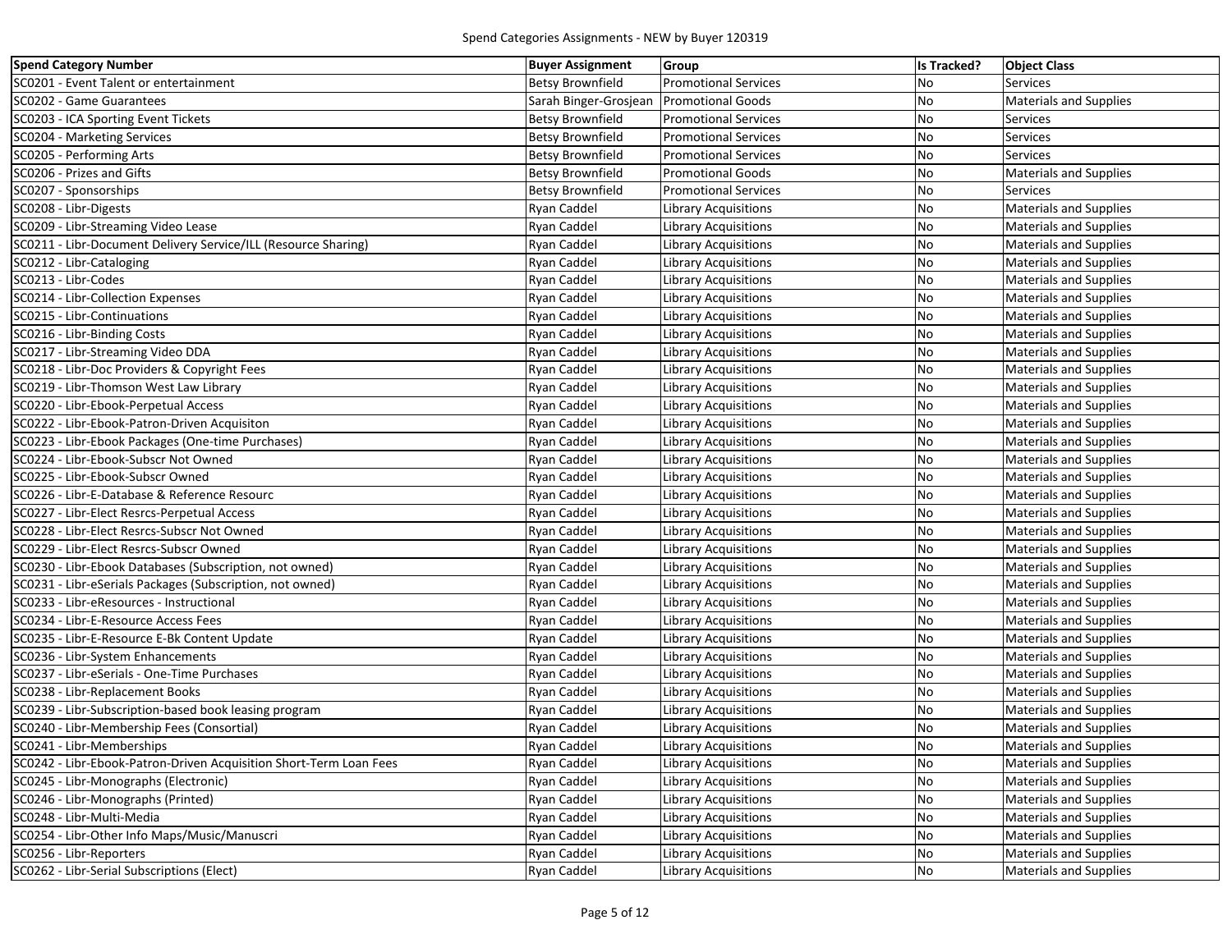| Spend Category Number | Buyer Assignment | Group | Is Tracked? | Object Class |
|---|---|---|---|---|
| SC0201 - Event Talent or entertainment | Betsy Brownfield | Promotional Services | No | Services |
| SC0202 - Game Guarantees | Sarah Binger-Grosjean | Promotional Goods | No | Materials and Supplies |
| SC0203 - ICA Sporting Event Tickets | Betsy Brownfield | Promotional Services | No | Services |
| SC0204 - Marketing Services | Betsy Brownfield | Promotional Services | No | Services |
| SC0205 - Performing Arts | Betsy Brownfield | Promotional Services | No | Services |
| SC0206 - Prizes and Gifts | Betsy Brownfield | Promotional Goods | No | Materials and Supplies |
| SC0207 - Sponsorships | Betsy Brownfield | Promotional Services | No | Services |
| SC0208 - Libr-Digests | Ryan Caddel | Library Acquisitions | No | Materials and Supplies |
| SC0209 - Libr-Streaming Video Lease | Ryan Caddel | Library Acquisitions | No | Materials and Supplies |
| SC0211 - Libr-Document Delivery Service/ILL (Resource Sharing) | Ryan Caddel | Library Acquisitions | No | Materials and Supplies |
| SC0212 - Libr-Cataloging | Ryan Caddel | Library Acquisitions | No | Materials and Supplies |
| SC0213 - Libr-Codes | Ryan Caddel | Library Acquisitions | No | Materials and Supplies |
| SC0214 - Libr-Collection Expenses | Ryan Caddel | Library Acquisitions | No | Materials and Supplies |
| SC0215 - Libr-Continuations | Ryan Caddel | Library Acquisitions | No | Materials and Supplies |
| SC0216 - Libr-Binding Costs | Ryan Caddel | Library Acquisitions | No | Materials and Supplies |
| SC0217 - Libr-Streaming Video DDA | Ryan Caddel | Library Acquisitions | No | Materials and Supplies |
| SC0218 - Libr-Doc Providers & Copyright Fees | Ryan Caddel | Library Acquisitions | No | Materials and Supplies |
| SC0219 - Libr-Thomson West Law Library | Ryan Caddel | Library Acquisitions | No | Materials and Supplies |
| SC0220 - Libr-Ebook-Perpetual Access | Ryan Caddel | Library Acquisitions | No | Materials and Supplies |
| SC0222 - Libr-Ebook-Patron-Driven Acquisiton | Ryan Caddel | Library Acquisitions | No | Materials and Supplies |
| SC0223 - Libr-Ebook Packages (One-time Purchases) | Ryan Caddel | Library Acquisitions | No | Materials and Supplies |
| SC0224 - Libr-Ebook-Subscr Not Owned | Ryan Caddel | Library Acquisitions | No | Materials and Supplies |
| SC0225 - Libr-Ebook-Subscr Owned | Ryan Caddel | Library Acquisitions | No | Materials and Supplies |
| SC0226 - Libr-E-Database & Reference Resourc | Ryan Caddel | Library Acquisitions | No | Materials and Supplies |
| SC0227 - Libr-Elect Resrcs-Perpetual Access | Ryan Caddel | Library Acquisitions | No | Materials and Supplies |
| SC0228 - Libr-Elect Resrcs-Subscr Not Owned | Ryan Caddel | Library Acquisitions | No | Materials and Supplies |
| SC0229 - Libr-Elect Resrcs-Subscr Owned | Ryan Caddel | Library Acquisitions | No | Materials and Supplies |
| SC0230 - Libr-Ebook Databases (Subscription, not owned) | Ryan Caddel | Library Acquisitions | No | Materials and Supplies |
| SC0231 - Libr-eSerials Packages (Subscription, not owned) | Ryan Caddel | Library Acquisitions | No | Materials and Supplies |
| SC0233 - Libr-eResources - Instructional | Ryan Caddel | Library Acquisitions | No | Materials and Supplies |
| SC0234 - Libr-E-Resource Access Fees | Ryan Caddel | Library Acquisitions | No | Materials and Supplies |
| SC0235 - Libr-E-Resource E-Bk Content Update | Ryan Caddel | Library Acquisitions | No | Materials and Supplies |
| SC0236 - Libr-System Enhancements | Ryan Caddel | Library Acquisitions | No | Materials and Supplies |
| SC0237 - Libr-eSerials - One-Time Purchases | Ryan Caddel | Library Acquisitions | No | Materials and Supplies |
| SC0238 - Libr-Replacement Books | Ryan Caddel | Library Acquisitions | No | Materials and Supplies |
| SC0239 - Libr-Subscription-based book leasing program | Ryan Caddel | Library Acquisitions | No | Materials and Supplies |
| SC0240 - Libr-Membership Fees (Consortial) | Ryan Caddel | Library Acquisitions | No | Materials and Supplies |
| SC0241 - Libr-Memberships | Ryan Caddel | Library Acquisitions | No | Materials and Supplies |
| SC0242 - Libr-Ebook-Patron-Driven Acquisition Short-Term Loan Fees | Ryan Caddel | Library Acquisitions | No | Materials and Supplies |
| SC0245 - Libr-Monographs (Electronic) | Ryan Caddel | Library Acquisitions | No | Materials and Supplies |
| SC0246 - Libr-Monographs (Printed) | Ryan Caddel | Library Acquisitions | No | Materials and Supplies |
| SC0248 - Libr-Multi-Media | Ryan Caddel | Library Acquisitions | No | Materials and Supplies |
| SC0254 - Libr-Other Info Maps/Music/Manuscri | Ryan Caddel | Library Acquisitions | No | Materials and Supplies |
| SC0256 - Libr-Reporters | Ryan Caddel | Library Acquisitions | No | Materials and Supplies |
| SC0262 - Libr-Serial Subscriptions (Elect) | Ryan Caddel | Library Acquisitions | No | Materials and Supplies |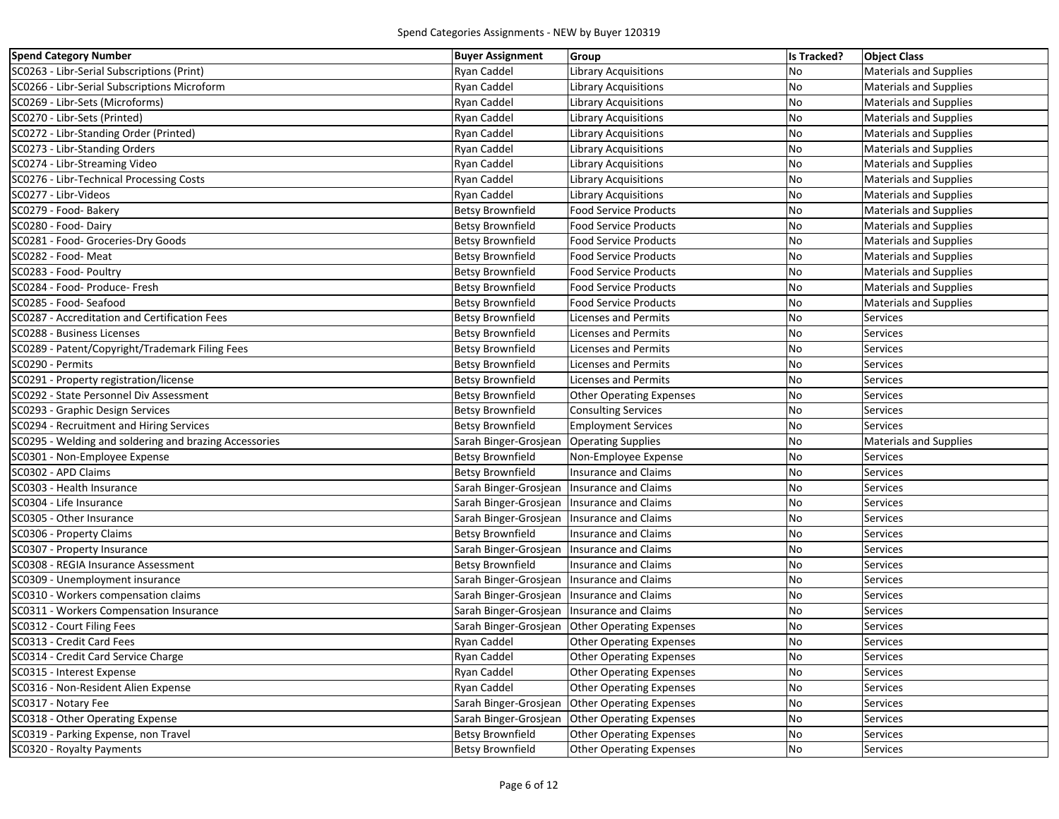Spend Categories Assignments - NEW by Buyer 120319

| Spend Category Number | Buyer Assignment | Group | Is Tracked? | Object Class |
|---|---|---|---|---|
| SC0263 - Libr-Serial Subscriptions (Print) | Ryan Caddel | Library Acquisitions | No | Materials and Supplies |
| SC0266 - Libr-Serial Subscriptions Microform | Ryan Caddel | Library Acquisitions | No | Materials and Supplies |
| SC0269 - Libr-Sets (Microforms) | Ryan Caddel | Library Acquisitions | No | Materials and Supplies |
| SC0270 - Libr-Sets (Printed) | Ryan Caddel | Library Acquisitions | No | Materials and Supplies |
| SC0272 - Libr-Standing Order (Printed) | Ryan Caddel | Library Acquisitions | No | Materials and Supplies |
| SC0273 - Libr-Standing Orders | Ryan Caddel | Library Acquisitions | No | Materials and Supplies |
| SC0274 - Libr-Streaming Video | Ryan Caddel | Library Acquisitions | No | Materials and Supplies |
| SC0276 - Libr-Technical Processing Costs | Ryan Caddel | Library Acquisitions | No | Materials and Supplies |
| SC0277 - Libr-Videos | Ryan Caddel | Library Acquisitions | No | Materials and Supplies |
| SC0279 - Food- Bakery | Betsy Brownfield | Food Service Products | No | Materials and Supplies |
| SC0280 - Food- Dairy | Betsy Brownfield | Food Service Products | No | Materials and Supplies |
| SC0281 - Food- Groceries-Dry Goods | Betsy Brownfield | Food Service Products | No | Materials and Supplies |
| SC0282 - Food- Meat | Betsy Brownfield | Food Service Products | No | Materials and Supplies |
| SC0283 - Food- Poultry | Betsy Brownfield | Food Service Products | No | Materials and Supplies |
| SC0284 - Food- Produce- Fresh | Betsy Brownfield | Food Service Products | No | Materials and Supplies |
| SC0285 - Food- Seafood | Betsy Brownfield | Food Service Products | No | Materials and Supplies |
| SC0287 - Accreditation and Certification Fees | Betsy Brownfield | Licenses and Permits | No | Services |
| SC0288 - Business Licenses | Betsy Brownfield | Licenses and Permits | No | Services |
| SC0289 - Patent/Copyright/Trademark Filing Fees | Betsy Brownfield | Licenses and Permits | No | Services |
| SC0290 - Permits | Betsy Brownfield | Licenses and Permits | No | Services |
| SC0291 - Property registration/license | Betsy Brownfield | Licenses and Permits | No | Services |
| SC0292 - State Personnel Div Assessment | Betsy Brownfield | Other Operating Expenses | No | Services |
| SC0293 - Graphic Design Services | Betsy Brownfield | Consulting Services | No | Services |
| SC0294 - Recruitment and Hiring Services | Betsy Brownfield | Employment Services | No | Services |
| SC0295 - Welding and soldering and brazing Accessories | Sarah Binger-Grosjean | Operating Supplies | No | Materials and Supplies |
| SC0301 - Non-Employee Expense | Betsy Brownfield | Non-Employee Expense | No | Services |
| SC0302 - APD Claims | Betsy Brownfield | Insurance and Claims | No | Services |
| SC0303 - Health Insurance | Sarah Binger-Grosjean | Insurance and Claims | No | Services |
| SC0304 - Life Insurance | Sarah Binger-Grosjean | Insurance and Claims | No | Services |
| SC0305 - Other Insurance | Sarah Binger-Grosjean | Insurance and Claims | No | Services |
| SC0306 - Property Claims | Betsy Brownfield | Insurance and Claims | No | Services |
| SC0307 - Property Insurance | Sarah Binger-Grosjean | Insurance and Claims | No | Services |
| SC0308 - REGIA Insurance Assessment | Betsy Brownfield | Insurance and Claims | No | Services |
| SC0309 - Unemployment insurance | Sarah Binger-Grosjean | Insurance and Claims | No | Services |
| SC0310 - Workers compensation claims | Sarah Binger-Grosjean | Insurance and Claims | No | Services |
| SC0311 - Workers Compensation Insurance | Sarah Binger-Grosjean | Insurance and Claims | No | Services |
| SC0312 - Court Filing Fees | Sarah Binger-Grosjean | Other Operating Expenses | No | Services |
| SC0313 - Credit Card Fees | Ryan Caddel | Other Operating Expenses | No | Services |
| SC0314 - Credit Card Service Charge | Ryan Caddel | Other Operating Expenses | No | Services |
| SC0315 - Interest Expense | Ryan Caddel | Other Operating Expenses | No | Services |
| SC0316 - Non-Resident Alien Expense | Ryan Caddel | Other Operating Expenses | No | Services |
| SC0317 - Notary Fee | Sarah Binger-Grosjean | Other Operating Expenses | No | Services |
| SC0318 - Other Operating Expense | Sarah Binger-Grosjean | Other Operating Expenses | No | Services |
| SC0319 - Parking Expense, non Travel | Betsy Brownfield | Other Operating Expenses | No | Services |
| SC0320 - Royalty Payments | Betsy Brownfield | Other Operating Expenses | No | Services |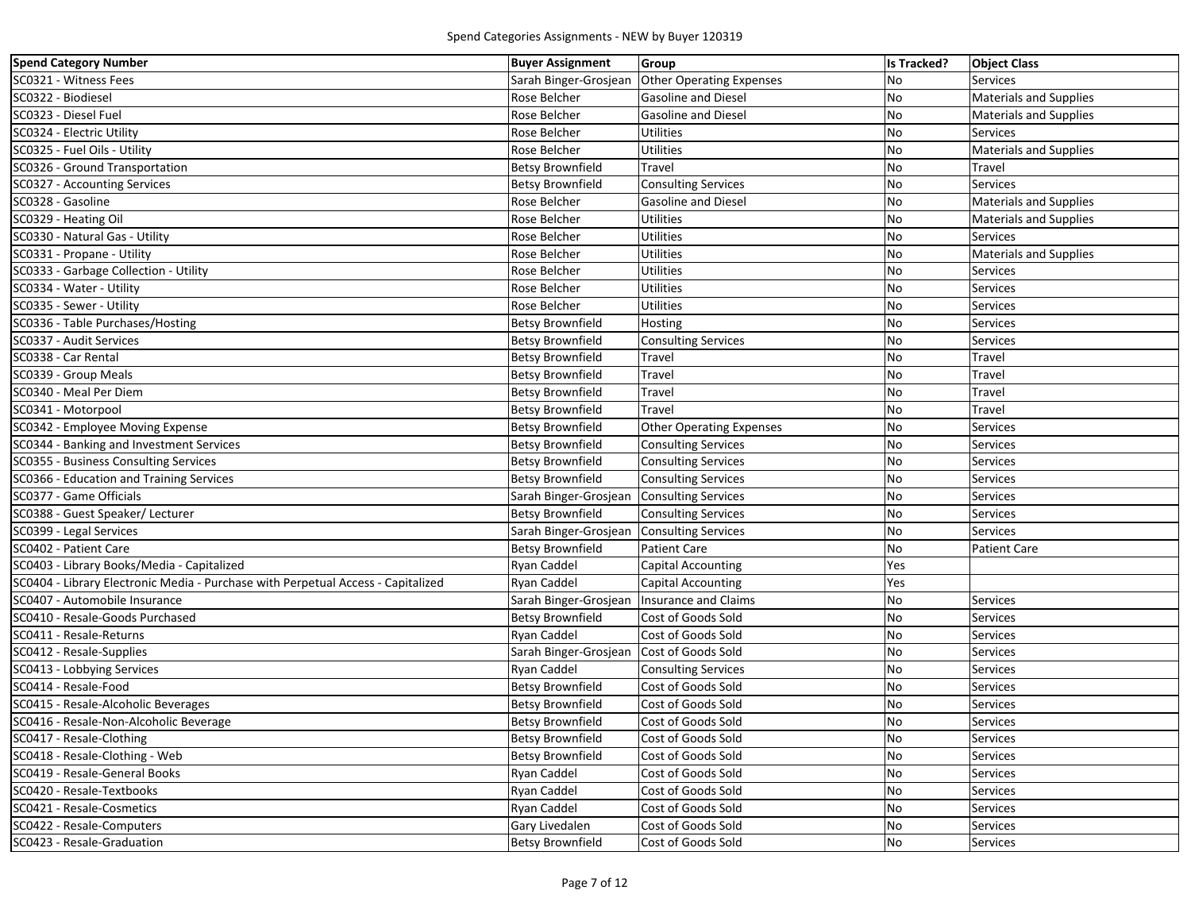| Spend Category Number | Buyer Assignment | Group | Is Tracked? | Object Class |
|---|---|---|---|---|
| SC0321 - Witness Fees | Sarah Binger-Grosjean | Other Operating Expenses | No | Services |
| SC0322 - Biodiesel | Rose Belcher | Gasoline and Diesel | No | Materials and Supplies |
| SC0323 - Diesel Fuel | Rose Belcher | Gasoline and Diesel | No | Materials and Supplies |
| SC0324 - Electric Utility | Rose Belcher | Utilities | No | Services |
| SC0325 - Fuel Oils - Utility | Rose Belcher | Utilities | No | Materials and Supplies |
| SC0326 - Ground Transportation | Betsy Brownfield | Travel | No | Travel |
| SC0327 - Accounting Services | Betsy Brownfield | Consulting Services | No | Services |
| SC0328 - Gasoline | Rose Belcher | Gasoline and Diesel | No | Materials and Supplies |
| SC0329 - Heating Oil | Rose Belcher | Utilities | No | Materials and Supplies |
| SC0330 - Natural Gas - Utility | Rose Belcher | Utilities | No | Services |
| SC0331 - Propane - Utility | Rose Belcher | Utilities | No | Materials and Supplies |
| SC0333 - Garbage Collection - Utility | Rose Belcher | Utilities | No | Services |
| SC0334 - Water - Utility | Rose Belcher | Utilities | No | Services |
| SC0335 - Sewer - Utility | Rose Belcher | Utilities | No | Services |
| SC0336 - Table Purchases/Hosting | Betsy Brownfield | Hosting | No | Services |
| SC0337 - Audit Services | Betsy Brownfield | Consulting Services | No | Services |
| SC0338 - Car Rental | Betsy Brownfield | Travel | No | Travel |
| SC0339 - Group Meals | Betsy Brownfield | Travel | No | Travel |
| SC0340 - Meal Per Diem | Betsy Brownfield | Travel | No | Travel |
| SC0341 - Motorpool | Betsy Brownfield | Travel | No | Travel |
| SC0342 - Employee Moving Expense | Betsy Brownfield | Other Operating Expenses | No | Services |
| SC0344 - Banking and Investment Services | Betsy Brownfield | Consulting Services | No | Services |
| SC0355 - Business Consulting Services | Betsy Brownfield | Consulting Services | No | Services |
| SC0366 - Education and Training Services | Betsy Brownfield | Consulting Services | No | Services |
| SC0377 - Game Officials | Sarah Binger-Grosjean | Consulting Services | No | Services |
| SC0388 - Guest Speaker/ Lecturer | Betsy Brownfield | Consulting Services | No | Services |
| SC0399 - Legal Services | Sarah Binger-Grosjean | Consulting Services | No | Services |
| SC0402 - Patient Care | Betsy Brownfield | Patient Care | No | Patient Care |
| SC0403 - Library Books/Media - Capitalized | Ryan Caddel | Capital Accounting | Yes | |
| SC0404 - Library Electronic Media - Purchase with Perpetual Access - Capitalized | Ryan Caddel | Capital Accounting | Yes | |
| SC0407 - Automobile Insurance | Sarah Binger-Grosjean | Insurance and Claims | No | Services |
| SC0410 - Resale-Goods Purchased | Betsy Brownfield | Cost of Goods Sold | No | Services |
| SC0411 - Resale-Returns | Ryan Caddel | Cost of Goods Sold | No | Services |
| SC0412 - Resale-Supplies | Sarah Binger-Grosjean | Cost of Goods Sold | No | Services |
| SC0413 - Lobbying Services | Ryan Caddel | Consulting Services | No | Services |
| SC0414 - Resale-Food | Betsy Brownfield | Cost of Goods Sold | No | Services |
| SC0415 - Resale-Alcoholic Beverages | Betsy Brownfield | Cost of Goods Sold | No | Services |
| SC0416 - Resale-Non-Alcoholic Beverage | Betsy Brownfield | Cost of Goods Sold | No | Services |
| SC0417 - Resale-Clothing | Betsy Brownfield | Cost of Goods Sold | No | Services |
| SC0418 - Resale-Clothing - Web | Betsy Brownfield | Cost of Goods Sold | No | Services |
| SC0419 - Resale-General Books | Ryan Caddel | Cost of Goods Sold | No | Services |
| SC0420 - Resale-Textbooks | Ryan Caddel | Cost of Goods Sold | No | Services |
| SC0421 - Resale-Cosmetics | Ryan Caddel | Cost of Goods Sold | No | Services |
| SC0422 - Resale-Computers | Gary Livedalen | Cost of Goods Sold | No | Services |
| SC0423 - Resale-Graduation | Betsy Brownfield | Cost of Goods Sold | No | Services |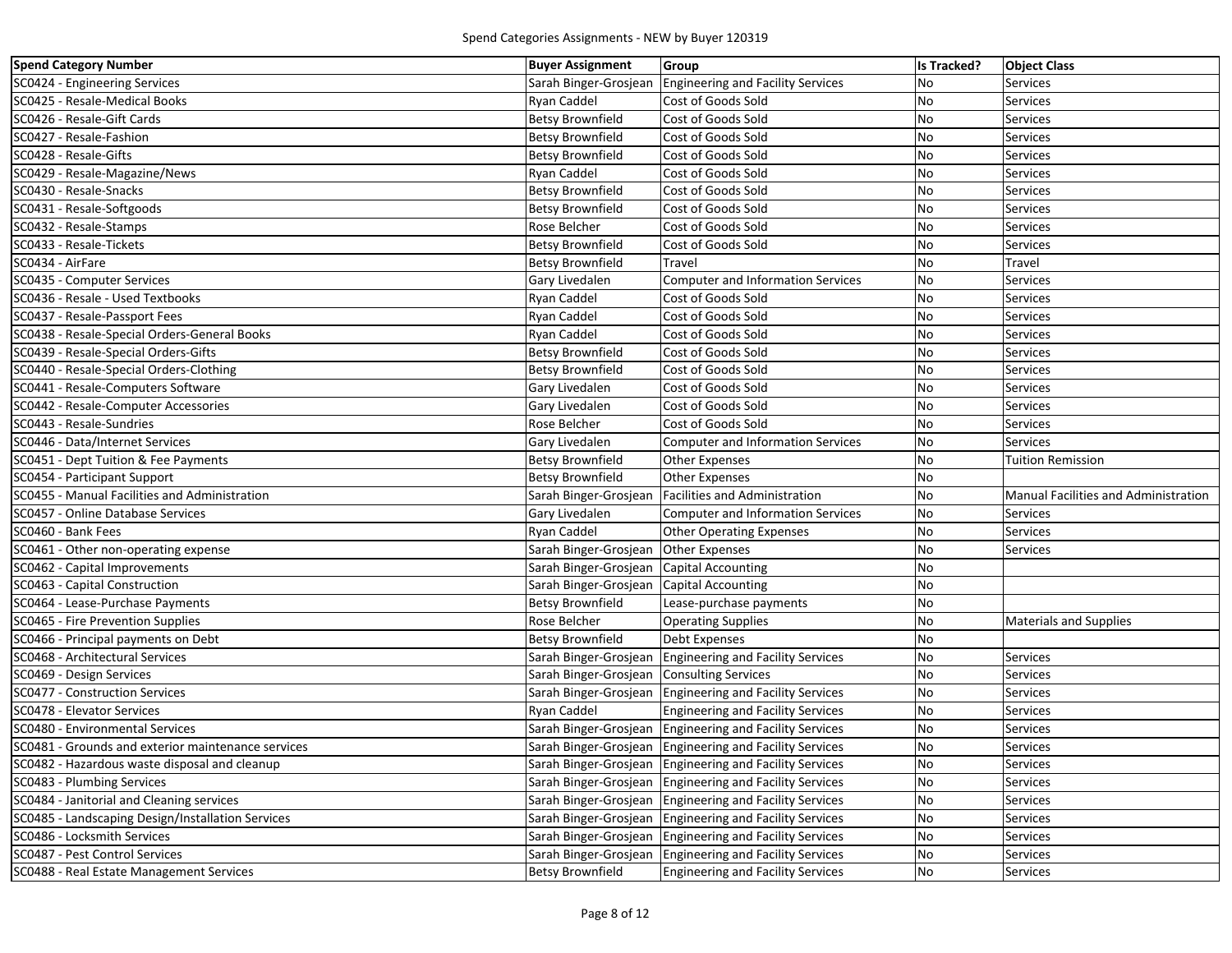Spend Categories Assignments - NEW by Buyer 120319

| Spend Category Number | Buyer Assignment | Group | Is Tracked? | Object Class |
|---|---|---|---|---|
| SC0424 - Engineering Services | Sarah Binger-Grosjean | Engineering and Facility Services | No | Services |
| SC0425 - Resale-Medical Books | Ryan Caddel | Cost of Goods Sold | No | Services |
| SC0426 - Resale-Gift Cards | Betsy Brownfield | Cost of Goods Sold | No | Services |
| SC0427 - Resale-Fashion | Betsy Brownfield | Cost of Goods Sold | No | Services |
| SC0428 - Resale-Gifts | Betsy Brownfield | Cost of Goods Sold | No | Services |
| SC0429 - Resale-Magazine/News | Ryan Caddel | Cost of Goods Sold | No | Services |
| SC0430 - Resale-Snacks | Betsy Brownfield | Cost of Goods Sold | No | Services |
| SC0431 - Resale-Softgoods | Betsy Brownfield | Cost of Goods Sold | No | Services |
| SC0432 - Resale-Stamps | Rose Belcher | Cost of Goods Sold | No | Services |
| SC0433 - Resale-Tickets | Betsy Brownfield | Cost of Goods Sold | No | Services |
| SC0434 - AirFare | Betsy Brownfield | Travel | No | Travel |
| SC0435 - Computer Services | Gary Livedalen | Computer and Information Services | No | Services |
| SC0436 - Resale - Used Textbooks | Ryan Caddel | Cost of Goods Sold | No | Services |
| SC0437 - Resale-Passport Fees | Ryan Caddel | Cost of Goods Sold | No | Services |
| SC0438 - Resale-Special Orders-General Books | Ryan Caddel | Cost of Goods Sold | No | Services |
| SC0439 - Resale-Special Orders-Gifts | Betsy Brownfield | Cost of Goods Sold | No | Services |
| SC0440 - Resale-Special Orders-Clothing | Betsy Brownfield | Cost of Goods Sold | No | Services |
| SC0441 - Resale-Computers Software | Gary Livedalen | Cost of Goods Sold | No | Services |
| SC0442 - Resale-Computer Accessories | Gary Livedalen | Cost of Goods Sold | No | Services |
| SC0443 - Resale-Sundries | Rose Belcher | Cost of Goods Sold | No | Services |
| SC0446 - Data/Internet Services | Gary Livedalen | Computer and Information Services | No | Services |
| SC0451 - Dept Tuition & Fee Payments | Betsy Brownfield | Other Expenses | No | Tuition Remission |
| SC0454 - Participant Support | Betsy Brownfield | Other Expenses | No | |
| SC0455 - Manual Facilities and Administration | Sarah Binger-Grosjean | Facilities and Administration | No | Manual Facilities and Administration |
| SC0457 - Online Database Services | Gary Livedalen | Computer and Information Services | No | Services |
| SC0460 - Bank Fees | Ryan Caddel | Other Operating Expenses | No | Services |
| SC0461 - Other non-operating expense | Sarah Binger-Grosjean | Other Expenses | No | Services |
| SC0462 - Capital Improvements | Sarah Binger-Grosjean | Capital Accounting | No | |
| SC0463 - Capital Construction | Sarah Binger-Grosjean | Capital Accounting | No | |
| SC0464 - Lease-Purchase Payments | Betsy Brownfield | Lease-purchase payments | No | |
| SC0465 - Fire Prevention Supplies | Rose Belcher | Operating Supplies | No | Materials and Supplies |
| SC0466 - Principal payments on Debt | Betsy Brownfield | Debt Expenses | No | |
| SC0468 - Architectural Services | Sarah Binger-Grosjean | Engineering and Facility Services | No | Services |
| SC0469 - Design Services | Sarah Binger-Grosjean | Consulting Services | No | Services |
| SC0477 - Construction Services | Sarah Binger-Grosjean | Engineering and Facility Services | No | Services |
| SC0478 - Elevator Services | Ryan Caddel | Engineering and Facility Services | No | Services |
| SC0480 - Environmental Services | Sarah Binger-Grosjean | Engineering and Facility Services | No | Services |
| SC0481 - Grounds and exterior maintenance services | Sarah Binger-Grosjean | Engineering and Facility Services | No | Services |
| SC0482 - Hazardous waste disposal and cleanup | Sarah Binger-Grosjean | Engineering and Facility Services | No | Services |
| SC0483 - Plumbing Services | Sarah Binger-Grosjean | Engineering and Facility Services | No | Services |
| SC0484 - Janitorial and Cleaning services | Sarah Binger-Grosjean | Engineering and Facility Services | No | Services |
| SC0485 - Landscaping Design/Installation Services | Sarah Binger-Grosjean | Engineering and Facility Services | No | Services |
| SC0486 - Locksmith Services | Sarah Binger-Grosjean | Engineering and Facility Services | No | Services |
| SC0487 - Pest Control Services | Sarah Binger-Grosjean | Engineering and Facility Services | No | Services |
| SC0488 - Real Estate Management Services | Betsy Brownfield | Engineering and Facility Services | No | Services |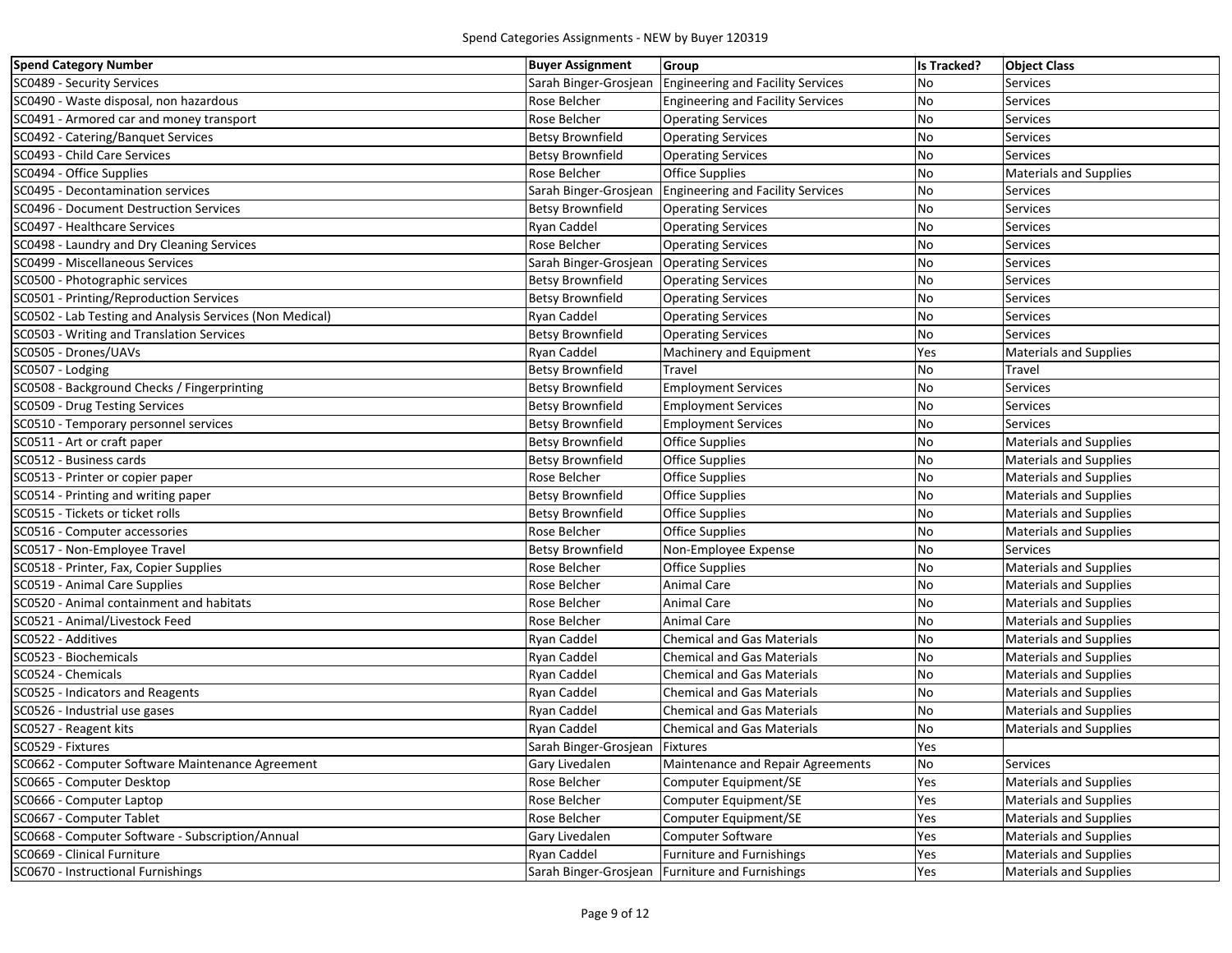Spend Categories Assignments - NEW by Buyer 120319

| Spend Category Number | Buyer Assignment | Group | Is Tracked? | Object Class |
|---|---|---|---|---|
| SC0489 - Security Services | Sarah Binger-Grosjean | Engineering and Facility Services | No | Services |
| SC0490 - Waste disposal, non hazardous | Rose Belcher | Engineering and Facility Services | No | Services |
| SC0491 - Armored car and money transport | Rose Belcher | Operating Services | No | Services |
| SC0492 - Catering/Banquet Services | Betsy Brownfield | Operating Services | No | Services |
| SC0493 - Child Care Services | Betsy Brownfield | Operating Services | No | Services |
| SC0494 - Office Supplies | Rose Belcher | Office Supplies | No | Materials and Supplies |
| SC0495 - Decontamination services | Sarah Binger-Grosjean | Engineering and Facility Services | No | Services |
| SC0496 - Document Destruction Services | Betsy Brownfield | Operating Services | No | Services |
| SC0497 - Healthcare Services | Ryan Caddel | Operating Services | No | Services |
| SC0498 - Laundry and Dry Cleaning Services | Rose Belcher | Operating Services | No | Services |
| SC0499 - Miscellaneous Services | Sarah Binger-Grosjean | Operating Services | No | Services |
| SC0500 - Photographic services | Betsy Brownfield | Operating Services | No | Services |
| SC0501 - Printing/Reproduction Services | Betsy Brownfield | Operating Services | No | Services |
| SC0502 - Lab Testing and Analysis Services (Non Medical) | Ryan Caddel | Operating Services | No | Services |
| SC0503 - Writing and Translation Services | Betsy Brownfield | Operating Services | No | Services |
| SC0505 - Drones/UAVs | Ryan Caddel | Machinery and Equipment | Yes | Materials and Supplies |
| SC0507 - Lodging | Betsy Brownfield | Travel | No | Travel |
| SC0508 - Background Checks / Fingerprinting | Betsy Brownfield | Employment Services | No | Services |
| SC0509 - Drug Testing Services | Betsy Brownfield | Employment Services | No | Services |
| SC0510 - Temporary personnel services | Betsy Brownfield | Employment Services | No | Services |
| SC0511 - Art or craft paper | Betsy Brownfield | Office Supplies | No | Materials and Supplies |
| SC0512 - Business cards | Betsy Brownfield | Office Supplies | No | Materials and Supplies |
| SC0513 - Printer or copier paper | Rose Belcher | Office Supplies | No | Materials and Supplies |
| SC0514 - Printing and writing paper | Betsy Brownfield | Office Supplies | No | Materials and Supplies |
| SC0515 - Tickets or ticket rolls | Betsy Brownfield | Office Supplies | No | Materials and Supplies |
| SC0516 - Computer accessories | Rose Belcher | Office Supplies | No | Materials and Supplies |
| SC0517 - Non-Employee Travel | Betsy Brownfield | Non-Employee Expense | No | Services |
| SC0518 - Printer, Fax, Copier Supplies | Rose Belcher | Office Supplies | No | Materials and Supplies |
| SC0519 - Animal Care Supplies | Rose Belcher | Animal Care | No | Materials and Supplies |
| SC0520 - Animal containment and habitats | Rose Belcher | Animal Care | No | Materials and Supplies |
| SC0521 - Animal/Livestock Feed | Rose Belcher | Animal Care | No | Materials and Supplies |
| SC0522 - Additives | Ryan Caddel | Chemical and Gas Materials | No | Materials and Supplies |
| SC0523 - Biochemicals | Ryan Caddel | Chemical and Gas Materials | No | Materials and Supplies |
| SC0524 - Chemicals | Ryan Caddel | Chemical and Gas Materials | No | Materials and Supplies |
| SC0525 - Indicators and Reagents | Ryan Caddel | Chemical and Gas Materials | No | Materials and Supplies |
| SC0526 - Industrial use gases | Ryan Caddel | Chemical and Gas Materials | No | Materials and Supplies |
| SC0527 - Reagent kits | Ryan Caddel | Chemical and Gas Materials | No | Materials and Supplies |
| SC0529 - Fixtures | Sarah Binger-Grosjean | Fixtures | Yes | |
| SC0662 - Computer Software Maintenance Agreement | Gary Livedalen | Maintenance and Repair Agreements | No | Services |
| SC0665 - Computer Desktop | Rose Belcher | Computer Equipment/SE | Yes | Materials and Supplies |
| SC0666 - Computer Laptop | Rose Belcher | Computer Equipment/SE | Yes | Materials and Supplies |
| SC0667 - Computer Tablet | Rose Belcher | Computer Equipment/SE | Yes | Materials and Supplies |
| SC0668 - Computer Software - Subscription/Annual | Gary Livedalen | Computer Software | Yes | Materials and Supplies |
| SC0669 - Clinical Furniture | Ryan Caddel | Furniture and Furnishings | Yes | Materials and Supplies |
| SC0670 - Instructional Furnishings | Sarah Binger-Grosjean | Furniture and Furnishings | Yes | Materials and Supplies |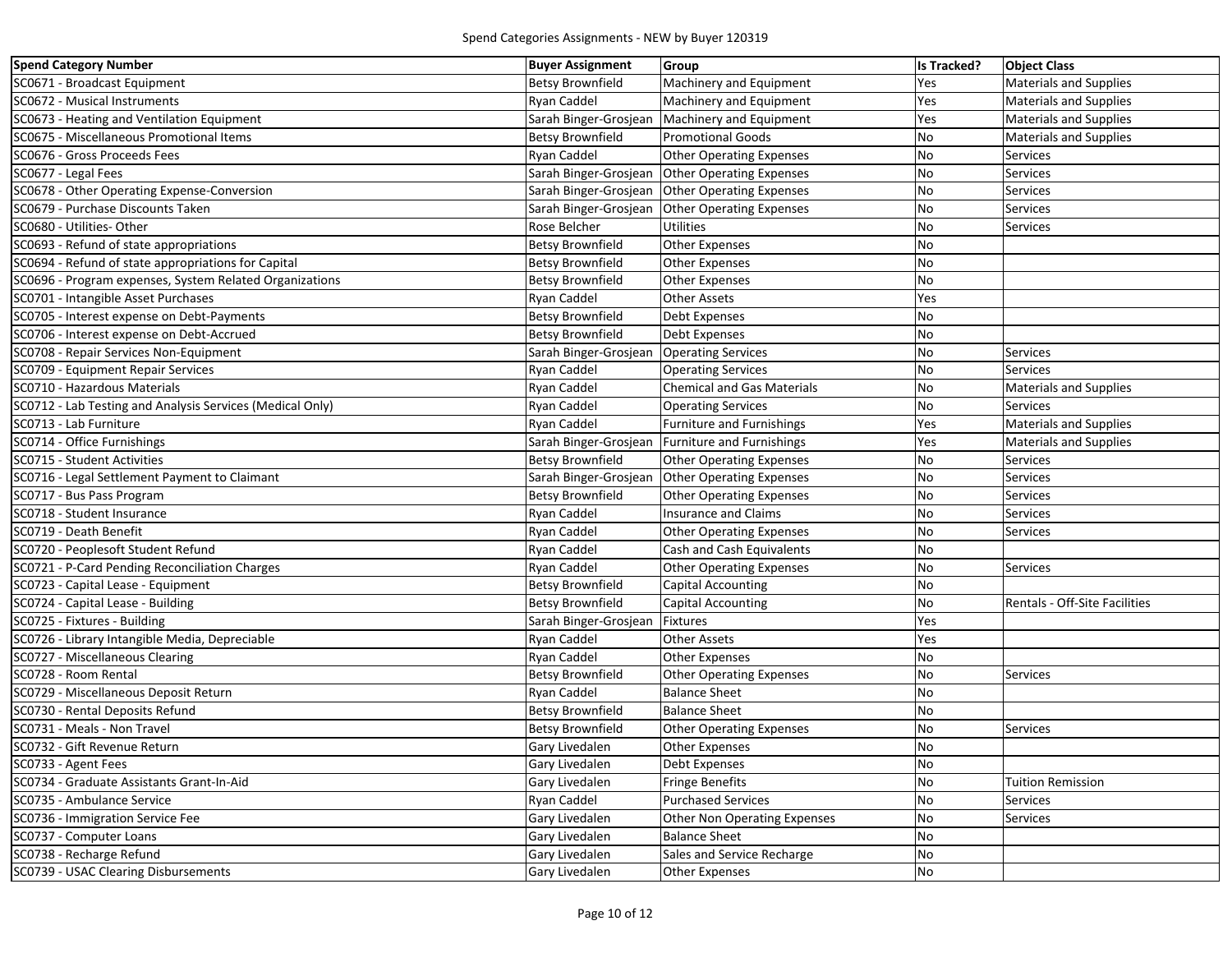| Spend Category Number | Buyer Assignment | Group | Is Tracked? | Object Class |
|---|---|---|---|---|
| SC0671 - Broadcast Equipment | Betsy Brownfield | Machinery and Equipment | Yes | Materials and Supplies |
| SC0672 - Musical Instruments | Ryan Caddel | Machinery and Equipment | Yes | Materials and Supplies |
| SC0673 - Heating and Ventilation Equipment | Sarah Binger-Grosjean | Machinery and Equipment | Yes | Materials and Supplies |
| SC0675 - Miscellaneous Promotional Items | Betsy Brownfield | Promotional Goods | No | Materials and Supplies |
| SC0676 - Gross Proceeds Fees | Ryan Caddel | Other Operating Expenses | No | Services |
| SC0677 - Legal Fees | Sarah Binger-Grosjean | Other Operating Expenses | No | Services |
| SC0678 - Other Operating Expense-Conversion | Sarah Binger-Grosjean | Other Operating Expenses | No | Services |
| SC0679 - Purchase Discounts Taken | Sarah Binger-Grosjean | Other Operating Expenses | No | Services |
| SC0680 - Utilities- Other | Rose Belcher | Utilities | No | Services |
| SC0693 - Refund of state appropriations | Betsy Brownfield | Other Expenses | No | |
| SC0694 - Refund of state appropriations for Capital | Betsy Brownfield | Other Expenses | No | |
| SC0696 - Program expenses, System Related Organizations | Betsy Brownfield | Other Expenses | No | |
| SC0701 - Intangible Asset Purchases | Ryan Caddel | Other Assets | Yes | |
| SC0705 - Interest expense on Debt-Payments | Betsy Brownfield | Debt Expenses | No | |
| SC0706 - Interest expense on Debt-Accrued | Betsy Brownfield | Debt Expenses | No | |
| SC0708 - Repair Services Non-Equipment | Sarah Binger-Grosjean | Operating Services | No | Services |
| SC0709 - Equipment Repair Services | Ryan Caddel | Operating Services | No | Services |
| SC0710 - Hazardous Materials | Ryan Caddel | Chemical and Gas Materials | No | Materials and Supplies |
| SC0712 - Lab Testing and Analysis Services (Medical Only) | Ryan Caddel | Operating Services | No | Services |
| SC0713 - Lab Furniture | Ryan Caddel | Furniture and Furnishings | Yes | Materials and Supplies |
| SC0714 - Office Furnishings | Sarah Binger-Grosjean | Furniture and Furnishings | Yes | Materials and Supplies |
| SC0715 - Student Activities | Betsy Brownfield | Other Operating Expenses | No | Services |
| SC0716 - Legal Settlement Payment to Claimant | Sarah Binger-Grosjean | Other Operating Expenses | No | Services |
| SC0717 - Bus Pass Program | Betsy Brownfield | Other Operating Expenses | No | Services |
| SC0718 - Student Insurance | Ryan Caddel | Insurance and Claims | No | Services |
| SC0719 - Death Benefit | Ryan Caddel | Other Operating Expenses | No | Services |
| SC0720 - Peoplesoft Student Refund | Ryan Caddel | Cash and Cash Equivalents | No | |
| SC0721 - P-Card Pending Reconciliation Charges | Ryan Caddel | Other Operating Expenses | No | Services |
| SC0723 - Capital Lease - Equipment | Betsy Brownfield | Capital Accounting | No | |
| SC0724 - Capital Lease - Building | Betsy Brownfield | Capital Accounting | No | Rentals - Off-Site Facilities |
| SC0725 - Fixtures - Building | Sarah Binger-Grosjean | Fixtures | Yes | |
| SC0726 - Library Intangible Media, Depreciable | Ryan Caddel | Other Assets | Yes | |
| SC0727 - Miscellaneous Clearing | Ryan Caddel | Other Expenses | No | |
| SC0728 - Room Rental | Betsy Brownfield | Other Operating Expenses | No | Services |
| SC0729 - Miscellaneous Deposit Return | Ryan Caddel | Balance Sheet | No | |
| SC0730 - Rental Deposits Refund | Betsy Brownfield | Balance Sheet | No | |
| SC0731 - Meals - Non Travel | Betsy Brownfield | Other Operating Expenses | No | Services |
| SC0732 - Gift Revenue Return | Gary Livedalen | Other Expenses | No | |
| SC0733 - Agent Fees | Gary Livedalen | Debt Expenses | No | |
| SC0734 - Graduate Assistants Grant-In-Aid | Gary Livedalen | Fringe Benefits | No | Tuition Remission |
| SC0735 - Ambulance Service | Ryan Caddel | Purchased Services | No | Services |
| SC0736 - Immigration Service Fee | Gary Livedalen | Other Non Operating Expenses | No | Services |
| SC0737 - Computer Loans | Gary Livedalen | Balance Sheet | No | |
| SC0738 - Recharge Refund | Gary Livedalen | Sales and Service Recharge | No | |
| SC0739 - USAC Clearing Disbursements | Gary Livedalen | Other Expenses | No | |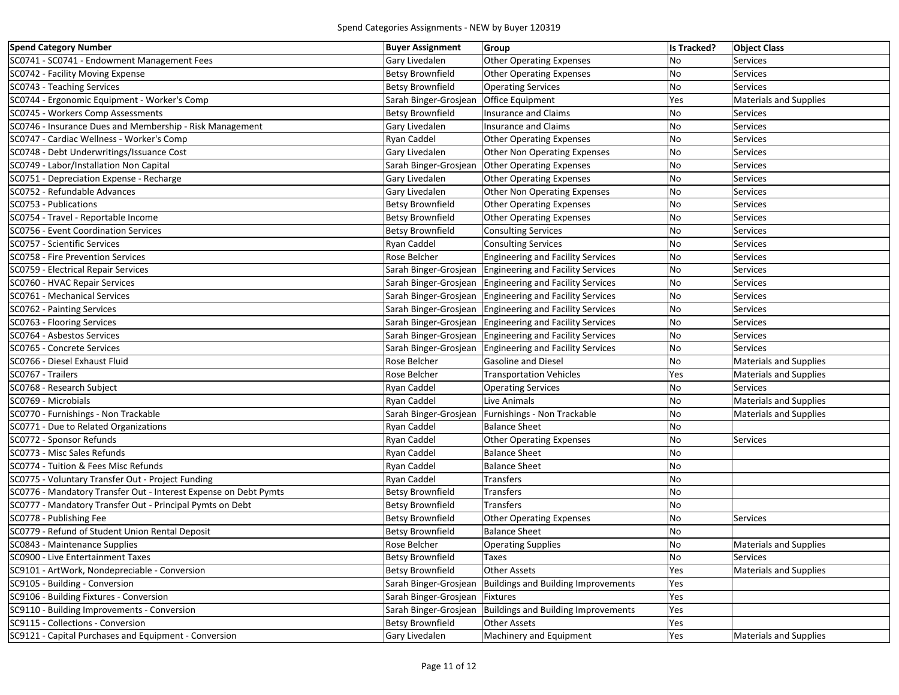| Spend Category Number | Buyer Assignment | Group | Is Tracked? | Object Class |
|---|---|---|---|---|
| SC0741 - SC0741 - Endowment Management Fees | Gary Livedalen | Other Operating Expenses | No | Services |
| SC0742 - Facility Moving Expense | Betsy Brownfield | Other Operating Expenses | No | Services |
| SC0743 - Teaching Services | Betsy Brownfield | Operating Services | No | Services |
| SC0744 - Ergonomic Equipment - Worker's Comp | Sarah Binger-Grosjean | Office Equipment | Yes | Materials and Supplies |
| SC0745 - Workers Comp Assessments | Betsy Brownfield | Insurance and Claims | No | Services |
| SC0746 - Insurance Dues and Membership - Risk Management | Gary Livedalen | Insurance and Claims | No | Services |
| SC0747 - Cardiac Wellness - Worker's Comp | Ryan Caddel | Other Operating Expenses | No | Services |
| SC0748 - Debt Underwritings/Issuance Cost | Gary Livedalen | Other Non Operating Expenses | No | Services |
| SC0749 - Labor/Installation Non Capital | Sarah Binger-Grosjean | Other Operating Expenses | No | Services |
| SC0751 - Depreciation Expense - Recharge | Gary Livedalen | Other Operating Expenses | No | Services |
| SC0752 - Refundable Advances | Gary Livedalen | Other Non Operating Expenses | No | Services |
| SC0753 - Publications | Betsy Brownfield | Other Operating Expenses | No | Services |
| SC0754 - Travel - Reportable Income | Betsy Brownfield | Other Operating Expenses | No | Services |
| SC0756 - Event Coordination Services | Betsy Brownfield | Consulting Services | No | Services |
| SC0757 - Scientific Services | Ryan Caddel | Consulting Services | No | Services |
| SC0758 - Fire Prevention Services | Rose Belcher | Engineering and Facility Services | No | Services |
| SC0759 - Electrical Repair Services | Sarah Binger-Grosjean | Engineering and Facility Services | No | Services |
| SC0760 - HVAC Repair Services | Sarah Binger-Grosjean | Engineering and Facility Services | No | Services |
| SC0761 - Mechanical Services | Sarah Binger-Grosjean | Engineering and Facility Services | No | Services |
| SC0762 - Painting Services | Sarah Binger-Grosjean | Engineering and Facility Services | No | Services |
| SC0763 - Flooring Services | Sarah Binger-Grosjean | Engineering and Facility Services | No | Services |
| SC0764 - Asbestos Services | Sarah Binger-Grosjean | Engineering and Facility Services | No | Services |
| SC0765 - Concrete Services | Sarah Binger-Grosjean | Engineering and Facility Services | No | Services |
| SC0766 - Diesel Exhaust Fluid | Rose Belcher | Gasoline and Diesel | No | Materials and Supplies |
| SC0767 - Trailers | Rose Belcher | Transportation Vehicles | Yes | Materials and Supplies |
| SC0768 - Research Subject | Ryan Caddel | Operating Services | No | Services |
| SC0769 - Microbials | Ryan Caddel | Live Animals | No | Materials and Supplies |
| SC0770 - Furnishings - Non Trackable | Sarah Binger-Grosjean | Furnishings - Non Trackable | No | Materials and Supplies |
| SC0771 - Due to Related Organizations | Ryan Caddel | Balance Sheet | No | |
| SC0772 - Sponsor Refunds | Ryan Caddel | Other Operating Expenses | No | Services |
| SC0773 - Misc Sales Refunds | Ryan Caddel | Balance Sheet | No | |
| SC0774 - Tuition & Fees Misc Refunds | Ryan Caddel | Balance Sheet | No | |
| SC0775 - Voluntary Transfer Out - Project Funding | Ryan Caddel | Transfers | No | |
| SC0776 - Mandatory Transfer Out - Interest Expense on Debt Pymts | Betsy Brownfield | Transfers | No | |
| SC0777 - Mandatory Transfer Out - Principal Pymts on Debt | Betsy Brownfield | Transfers | No | |
| SC0778 - Publishing Fee | Betsy Brownfield | Other Operating Expenses | No | Services |
| SC0779 - Refund of Student Union Rental Deposit | Betsy Brownfield | Balance Sheet | No | |
| SC0843 - Maintenance Supplies | Rose Belcher | Operating Supplies | No | Materials and Supplies |
| SC0900 - Live Entertainment Taxes | Betsy Brownfield | Taxes | No | Services |
| SC9101 - ArtWork, Nondepreciable - Conversion | Betsy Brownfield | Other Assets | Yes | Materials and Supplies |
| SC9105 - Building - Conversion | Sarah Binger-Grosjean | Buildings and Building Improvements | Yes | |
| SC9106 - Building Fixtures - Conversion | Sarah Binger-Grosjean | Fixtures | Yes | |
| SC9110 - Building Improvements - Conversion | Sarah Binger-Grosjean | Buildings and Building Improvements | Yes | |
| SC9115 - Collections - Conversion | Betsy Brownfield | Other Assets | Yes | |
| SC9121 - Capital Purchases and Equipment - Conversion | Gary Livedalen | Machinery and Equipment | Yes | Materials and Supplies |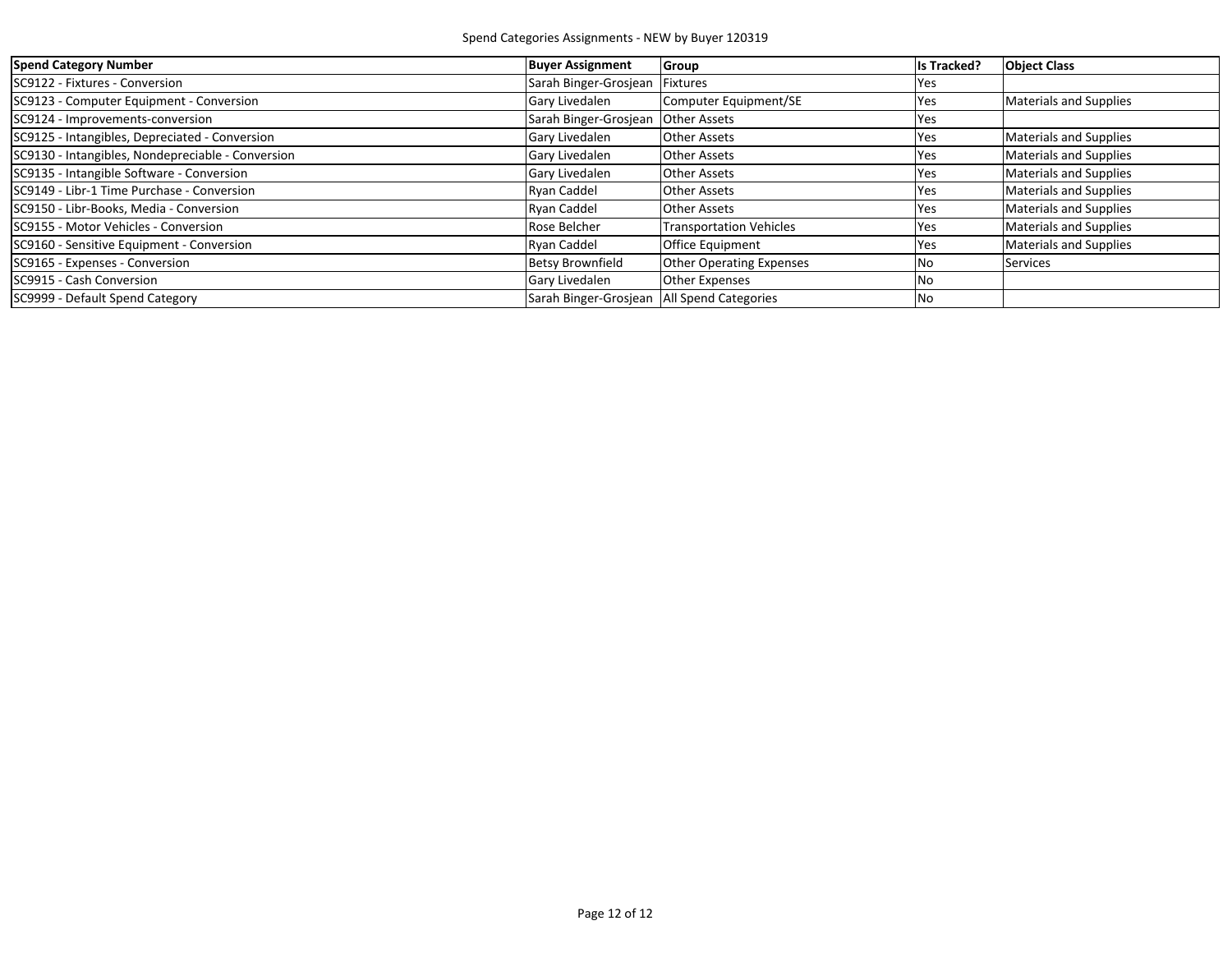| Spend Category Number | Buyer Assignment | Group | Is Tracked? | Object Class |
|---|---|---|---|---|
| SC9122 - Fixtures - Conversion | Sarah Binger-Grosjean | Fixtures | Yes | |
| SC9123 - Computer Equipment - Conversion | Gary Livedalen | Computer Equipment/SE | Yes | Materials and Supplies |
| SC9124 - Improvements-conversion | Sarah Binger-Grosjean | Other Assets | Yes | |
| SC9125 - Intangibles, Depreciated - Conversion | Gary Livedalen | Other Assets | Yes | Materials and Supplies |
| SC9130 - Intangibles, Nondepreciable - Conversion | Gary Livedalen | Other Assets | Yes | Materials and Supplies |
| SC9135 - Intangible Software - Conversion | Gary Livedalen | Other Assets | Yes | Materials and Supplies |
| SC9149 - Libr-1 Time Purchase - Conversion | Ryan Caddel | Other Assets | Yes | Materials and Supplies |
| SC9150 - Libr-Books, Media - Conversion | Ryan Caddel | Other Assets | Yes | Materials and Supplies |
| SC9155 - Motor Vehicles - Conversion | Rose Belcher | Transportation Vehicles | Yes | Materials and Supplies |
| SC9160 - Sensitive Equipment - Conversion | Ryan Caddel | Office Equipment | Yes | Materials and Supplies |
| SC9165 - Expenses - Conversion | Betsy Brownfield | Other Operating Expenses | No | Services |
| SC9915 - Cash Conversion | Gary Livedalen | Other Expenses | No | |
| SC9999 - Default Spend Category | Sarah Binger-Grosjean | All Spend Categories | No | |